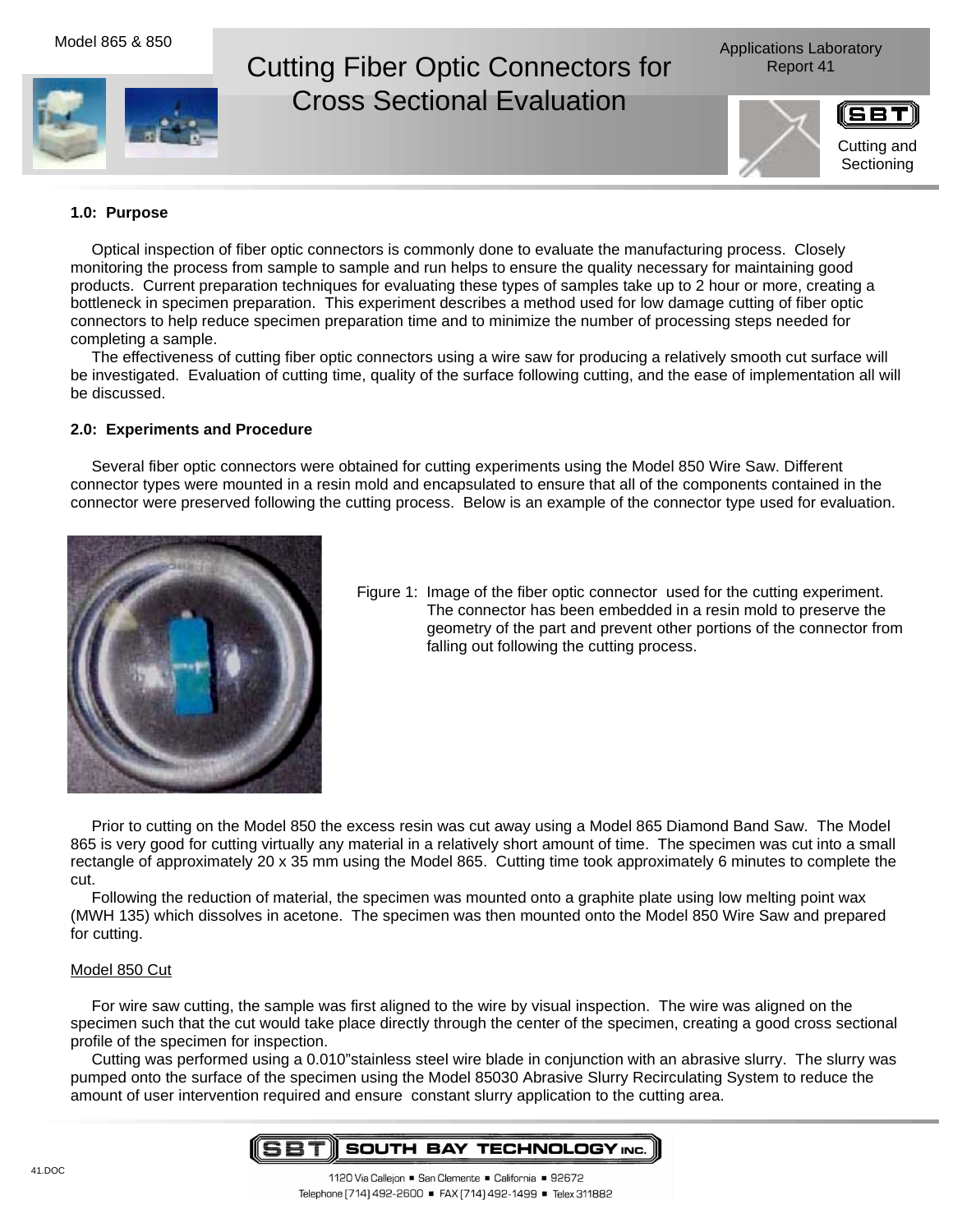# Cutting Fiber Optic Connectors for Cross Sectional Evaluation

Model 865 & 850

Applications Laboratory Report 41

Cutting and Sectioning

**1.0: Purpose**

Optical inspection of fiber optic connectors is commonly done to evaluate the manufacturing process. Closely monitoring the process from sample to sample and run helps to ensure the quality necessary for maintaining good products. Current preparation techniques for evaluating these types of samples take up to 2 hour or more, creating a bottleneck in specimen preparation. This experiment describes a method used for low damage cutting of fiber optic connectors to help reduce specimen preparation time and to minimize the number of processing steps needed for completing a sample.

The effectiveness of cutting fiber optic connectors using a wire saw for producing a relatively smooth cut surface will be investigated. Evaluation of cutting time, quality of the surface following cutting, and the ease of implementation all will be discussed.

**2.0: Experiments and Procedure**

Several fiber optic connectors were obtained for cutting experiments using the Model 850 Wire Saw. Different connector types were mounted in a resin mold and encapsulated to ensure that all of the components contained in the connector were preserved following the cutting process. Below is an example of the connector type used for evaluation.

Figure 1: Image of the fiber optic connector used for the cutting experiment. The connector has been embedded in a resin mold to preserve the geometry of the part and prevent other portions of the connector from falling out following the cutting process.

Prior to cutting on the Model 850 the excess resin was cut away using a Model 865 Diamond Band Saw. The Model 865 is very good for cutting virtually any material in a relatively short amount of time. The specimen was cut into a small rectangle of approximately 20 x 35 mm using the Model 865. Cutting time took approximately 6 minutes to complete the cut.

Following the reduction of material, the specimen was mounted onto a graphite plate using low melting point wax (MWH 135) which dissolves in acetone. The specimen was then mounted onto the Model 850 Wire Saw and prepared for cutting.

Model 850 Cut

For wire saw cutting, the sample was first aligned to the wire by visual inspection. The wire was aligned on the specimen such that the cut would take place directly through the center of the specimen, creating a good cross sectional profile of the specimen for inspection.

Cutting was performed using a 0.010"stainless steel wire blade in conjunction with an abrasive slurry. The slurry was pumped onto the surface of the specimen using the Model 85030 Abrasive Slurry Recirculating System to reduce the amount of user intervention required and ensure constant slurry application to the cutting area.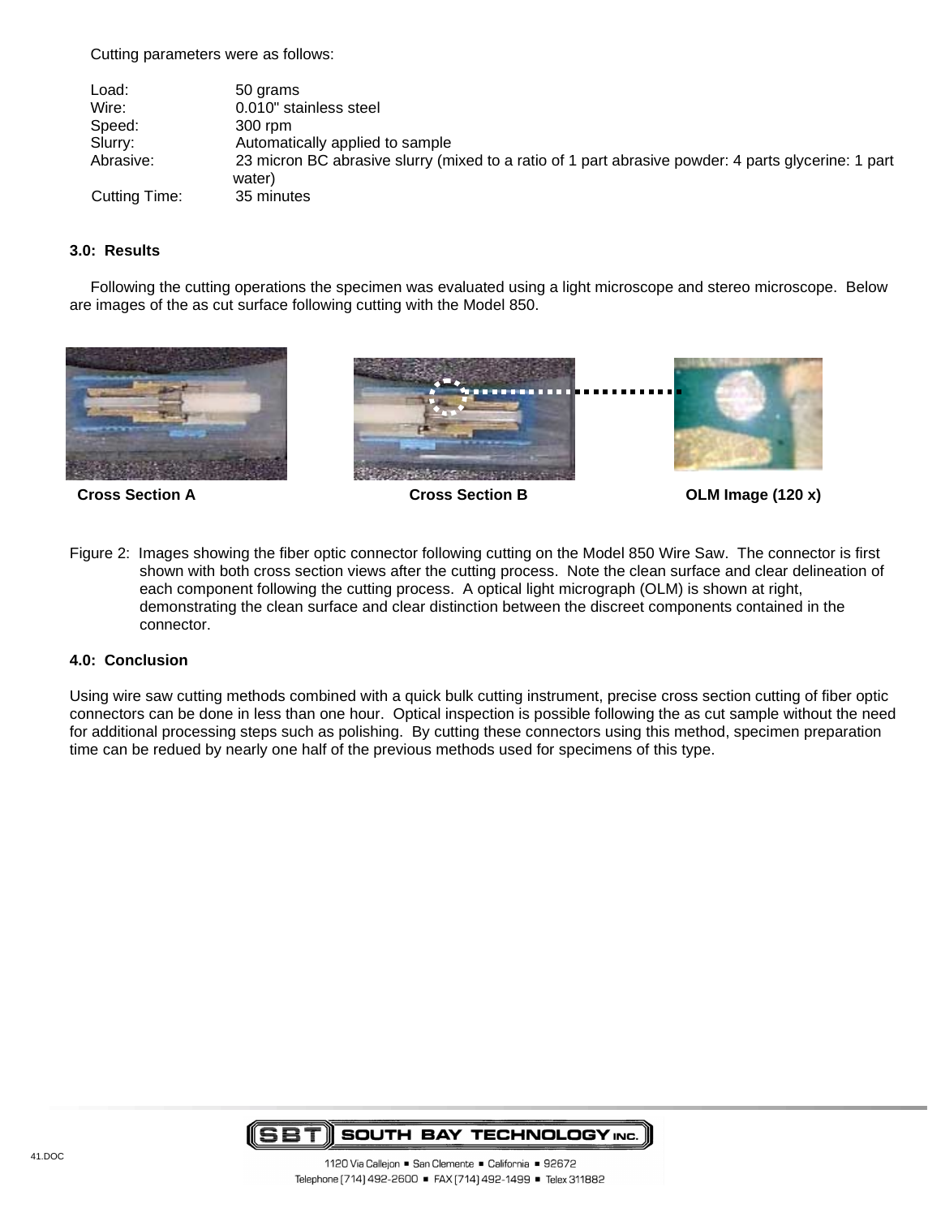Cutting parameters were as follows:

| | |
|---|---|
| Load: | 50 grams |
| Wire: | 0.010" stainless steel |
| Speed: | 300 rpm |
| Slurry: | Automatically applied to sample |
| Abrasive: | 23 micron BC abrasive slurry (mixed to a ratio of 1 part abrasive powder: 4 parts glycerine: 1 part water) |
| Cutting Time: | 35 minutes |

## 3.0: Results

Following the cutting operations the specimen was evaluated using a light microscope and stereo microscope. Below are images of the as cut surface following cutting with the Model 850.

**Cross Section A** **Cross Section B** **OLM Image (120 x)**

Figure 2: Images showing the fiber optic connector following cutting on the Model 850 Wire Saw. The connector is first shown with both cross section views after the cutting process. Note the clean surface and clear delineation of each component following the cutting process. A optical light micrograph (OLM) is shown at right, demonstrating the clean surface and clear distinction between the discreet components contained in the connector.

## 4.0: Conclusion

Using wire saw cutting methods combined with a quick bulk cutting instrument, precise cross section cutting of fiber optic connectors can be done in less than one hour. Optical inspection is possible following the as cut sample without the need for additional processing steps such as polishing. By cutting these connectors using this method, specimen preparation time can be redued by nearly one half of the previous methods used for specimens of this type.